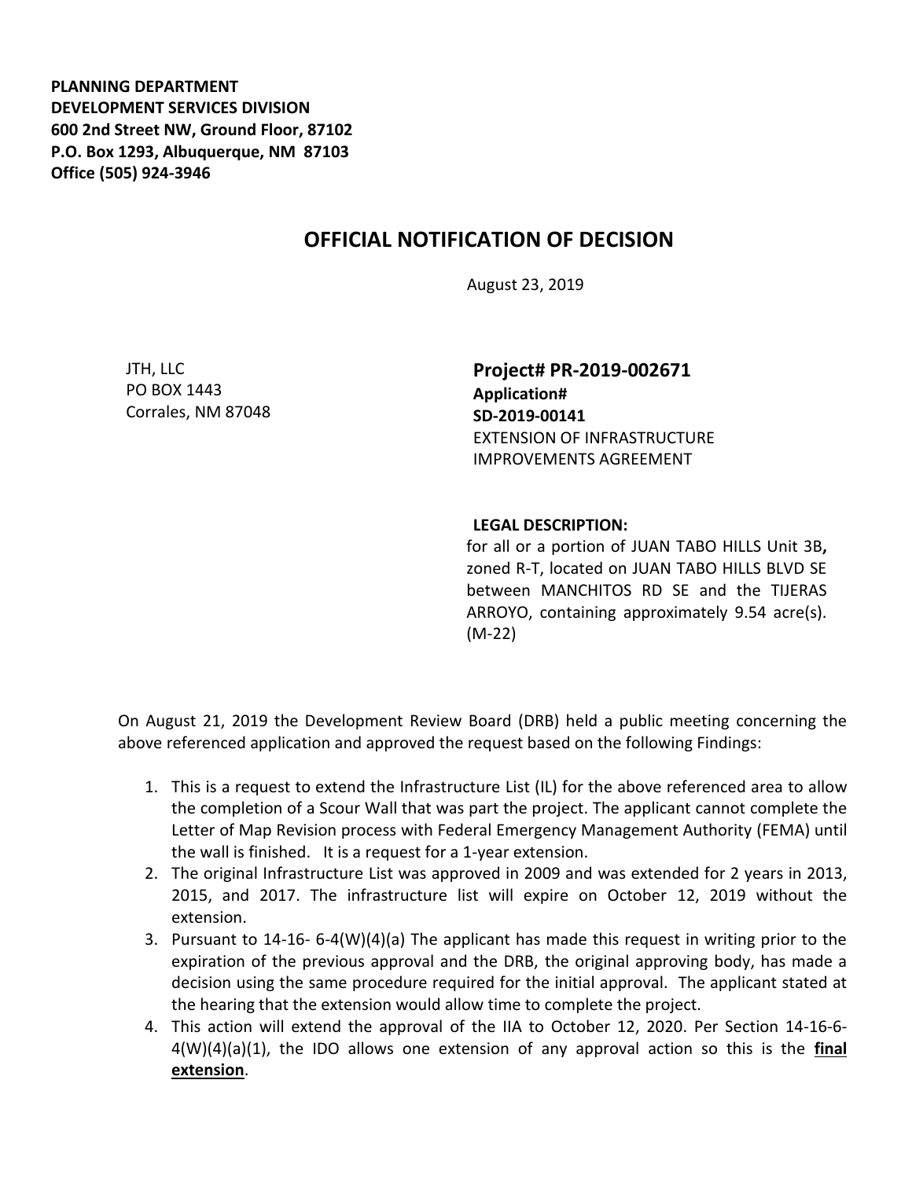**PLANNING DEPARTMENT**
**DEVELOPMENT SERVICES DIVISION**
**600 2nd Street NW, Ground Floor, 87102**
**P.O. Box 1293, Albuquerque, NM 87103**
**Office (505) 924-3946**

# OFFICIAL NOTIFICATION OF DECISION

August 23, 2019

JTH, LLC
PO BOX 1443
Corrales, NM 87048

**Project# PR-2019-002671**
**Application#**
**SD-2019-00141**
EXTENSION OF INFRASTRUCTURE IMPROVEMENTS AGREEMENT

**LEGAL DESCRIPTION:**
for all or a portion of JUAN TABO HILLS Unit 3B**,** zoned R-T, located on JUAN TABO HILLS BLVD SE between MANCHITOS RD SE and the TIJERAS ARROYO, containing approximately 9.54 acre(s). (M-22)

On August 21, 2019 the Development Review Board (DRB) held a public meeting concerning the above referenced application and approved the request based on the following Findings:

1. This is a request to extend the Infrastructure List (IL) for the above referenced area to allow the completion of a Scour Wall that was part the project. The applicant cannot complete the Letter of Map Revision process with Federal Emergency Management Authority (FEMA) until the wall is finished. It is a request for a 1-year extension.
2. The original Infrastructure List was approved in 2009 and was extended for 2 years in 2013, 2015, and 2017. The infrastructure list will expire on October 12, 2019 without the extension.
3. Pursuant to 14-16- 6-4(W)(4)(a) The applicant has made this request in writing prior to the expiration of the previous approval and the DRB, the original approving body, has made a decision using the same procedure required for the initial approval. The applicant stated at the hearing that the extension would allow time to complete the project.
4. This action will extend the approval of the IIA to October 12, 2020. Per Section 14-16-6-4(W)(4)(a)(1), the IDO allows one extension of any approval action so this is the **final extension**.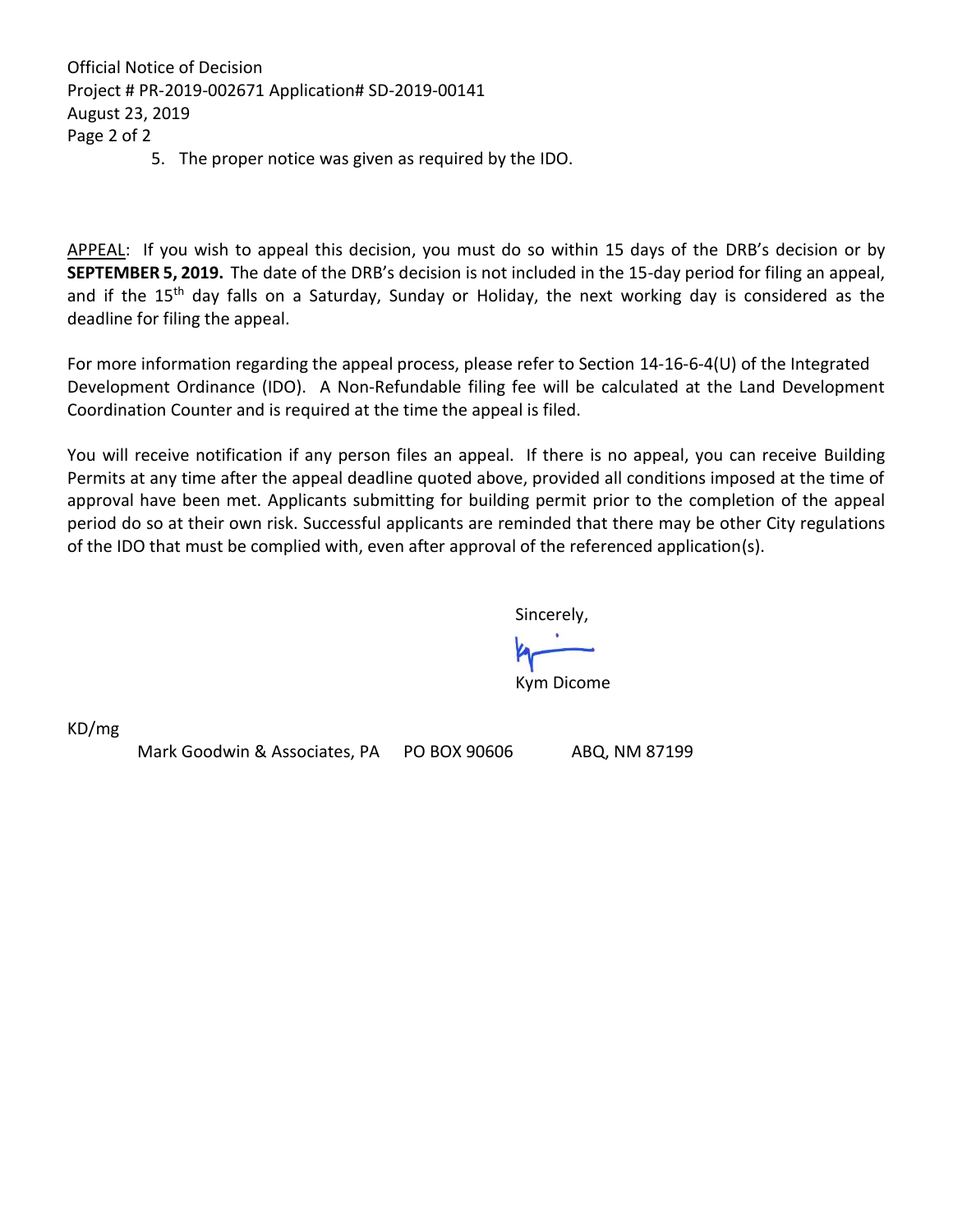5. The proper notice was given as required by the IDO.

APPEAL: If you wish to appeal this decision, you must do so within 15 days of the DRB's decision or by **SEPTEMBER 5, 2019.** The date of the DRB's decision is not included in the 15-day period for filing an appeal, and if the 15th day falls on a Saturday, Sunday or Holiday, the next working day is considered as the deadline for filing the appeal.

For more information regarding the appeal process, please refer to Section 14-16-6-4(U) of the Integrated Development Ordinance (IDO). A Non-Refundable filing fee will be calculated at the Land Development Coordination Counter and is required at the time the appeal is filed.

You will receive notification if any person files an appeal. If there is no appeal, you can receive Building Permits at any time after the appeal deadline quoted above, provided all conditions imposed at the time of approval have been met. Applicants submitting for building permit prior to the completion of the appeal period do so at their own risk. Successful applicants are reminded that there may be other City regulations of the IDO that must be complied with, even after approval of the referenced application(s).

Sincerely,

Kym Dicome

KD/mg

Mark Goodwin & Associates, PA PO BOX 90606 ABQ, NM 87199